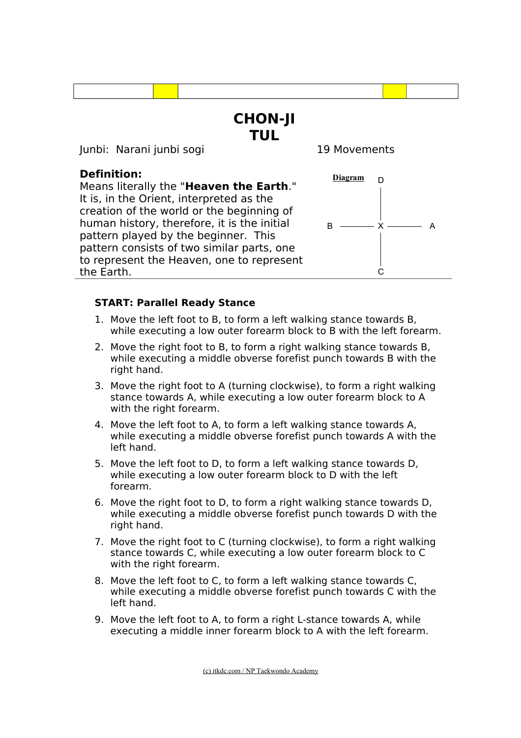# CHON-JI TUL

Junbi: Narani junbi sogi

19 Movements

**Definition:**
Means literally the "**Heaven the Earth**." It is, in the Orient, interpreted as the creation of the world or the beginning of human history, therefore, it is the initial pattern played by the beginner. This pattern consists of two similar parts, one to represent the Heaven, one to represent the Earth.

**Diagram**

```
        D
        |
B ----- X ----- A
        |
        C
```

**START: Parallel Ready Stance**

1. Move the left foot to B, to form a left walking stance towards B, while executing a low outer forearm block to B with the left forearm.
2. Move the right foot to B, to form a right walking stance towards B, while executing a middle obverse forefist punch towards B with the right hand.
3. Move the right foot to A (turning clockwise), to form a right walking stance towards A, while executing a low outer forearm block to A with the right forearm.
4. Move the left foot to A, to form a left walking stance towards A, while executing a middle obverse forefist punch towards A with the left hand.
5. Move the left foot to D, to form a left walking stance towards D, while executing a low outer forearm block to D with the left forearm.
6. Move the right foot to D, to form a right walking stance towards D, while executing a middle obverse forefist punch towards D with the right hand.
7. Move the right foot to C (turning clockwise), to form a right walking stance towards C, while executing a low outer forearm block to C with the right forearm.
8. Move the left foot to C, to form a left walking stance towards C, while executing a middle obverse forefist punch towards C with the left hand.
9. Move the left foot to A, to form a right L-stance towards A, while executing a middle inner forearm block to A with the left forearm.

(c) itkdc.com / NP Taekwondo Academy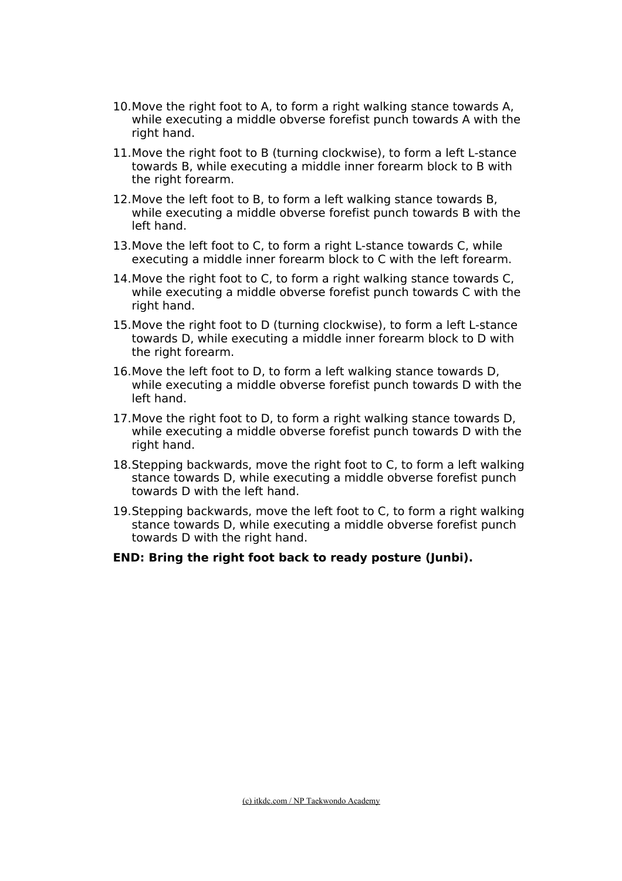10. Move the right foot to A, to form a right walking stance towards A, while executing a middle obverse forefist punch towards A with the right hand.
11. Move the right foot to B (turning clockwise), to form a left L-stance towards B, while executing a middle inner forearm block to B with the right forearm.
12. Move the left foot to B, to form a left walking stance towards B, while executing a middle obverse forefist punch towards B with the left hand.
13. Move the left foot to C, to form a right L-stance towards C, while executing a middle inner forearm block to C with the left forearm.
14. Move the right foot to C, to form a right walking stance towards C, while executing a middle obverse forefist punch towards C with the right hand.
15. Move the right foot to D (turning clockwise), to form a left L-stance towards D, while executing a middle inner forearm block to D with the right forearm.
16. Move the left foot to D, to form a left walking stance towards D, while executing a middle obverse forefist punch towards D with the left hand.
17. Move the right foot to D, to form a right walking stance towards D, while executing a middle obverse forefist punch towards D with the right hand.
18. Stepping backwards, move the right foot to C, to form a left walking stance towards D, while executing a middle obverse forefist punch towards D with the left hand.
19. Stepping backwards, move the left foot to C, to form a right walking stance towards D, while executing a middle obverse forefist punch towards D with the right hand.

**END: Bring the right foot back to ready posture (Junbi).**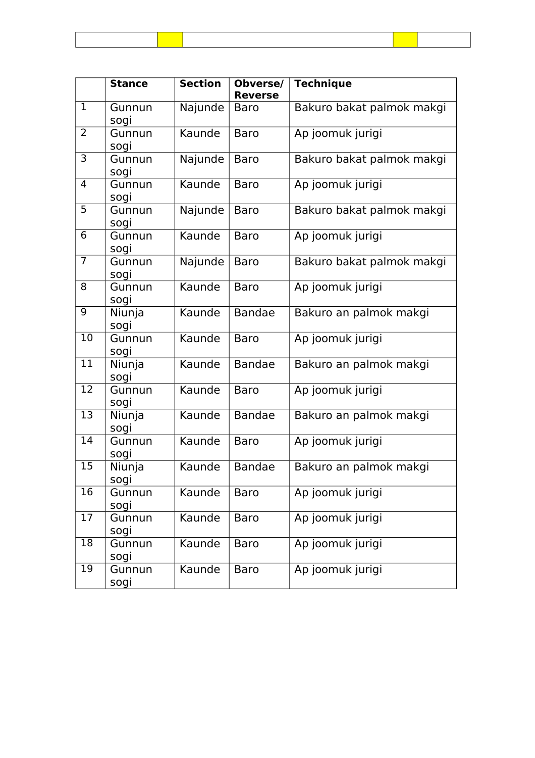| | Stance | Section | Obverse/ Reverse | Technique |
|---|---|---|---|---|
| 1 | Gunnun sogi | Najunde | Baro | Bakuro bakat palmok makgi |
| 2 | Gunnun sogi | Kaunde | Baro | Ap joomuk jurigi |
| 3 | Gunnun sogi | Najunde | Baro | Bakuro bakat palmok makgi |
| 4 | Gunnun sogi | Kaunde | Baro | Ap joomuk jurigi |
| 5 | Gunnun sogi | Najunde | Baro | Bakuro bakat palmok makgi |
| 6 | Gunnun sogi | Kaunde | Baro | Ap joomuk jurigi |
| 7 | Gunnun sogi | Najunde | Baro | Bakuro bakat palmok makgi |
| 8 | Gunnun sogi | Kaunde | Baro | Ap joomuk jurigi |
| 9 | Niunja sogi | Kaunde | Bandae | Bakuro an palmok makgi |
| 10 | Gunnun sogi | Kaunde | Baro | Ap joomuk jurigi |
| 11 | Niunja sogi | Kaunde | Bandae | Bakuro an palmok makgi |
| 12 | Gunnun sogi | Kaunde | Baro | Ap joomuk jurigi |
| 13 | Niunja sogi | Kaunde | Bandae | Bakuro an palmok makgi |
| 14 | Gunnun sogi | Kaunde | Baro | Ap joomuk jurigi |
| 15 | Niunja sogi | Kaunde | Bandae | Bakuro an palmok makgi |
| 16 | Gunnun sogi | Kaunde | Baro | Ap joomuk jurigi |
| 17 | Gunnun sogi | Kaunde | Baro | Ap joomuk jurigi |
| 18 | Gunnun sogi | Kaunde | Baro | Ap joomuk jurigi |
| 19 | Gunnun sogi | Kaunde | Baro | Ap joomuk jurigi |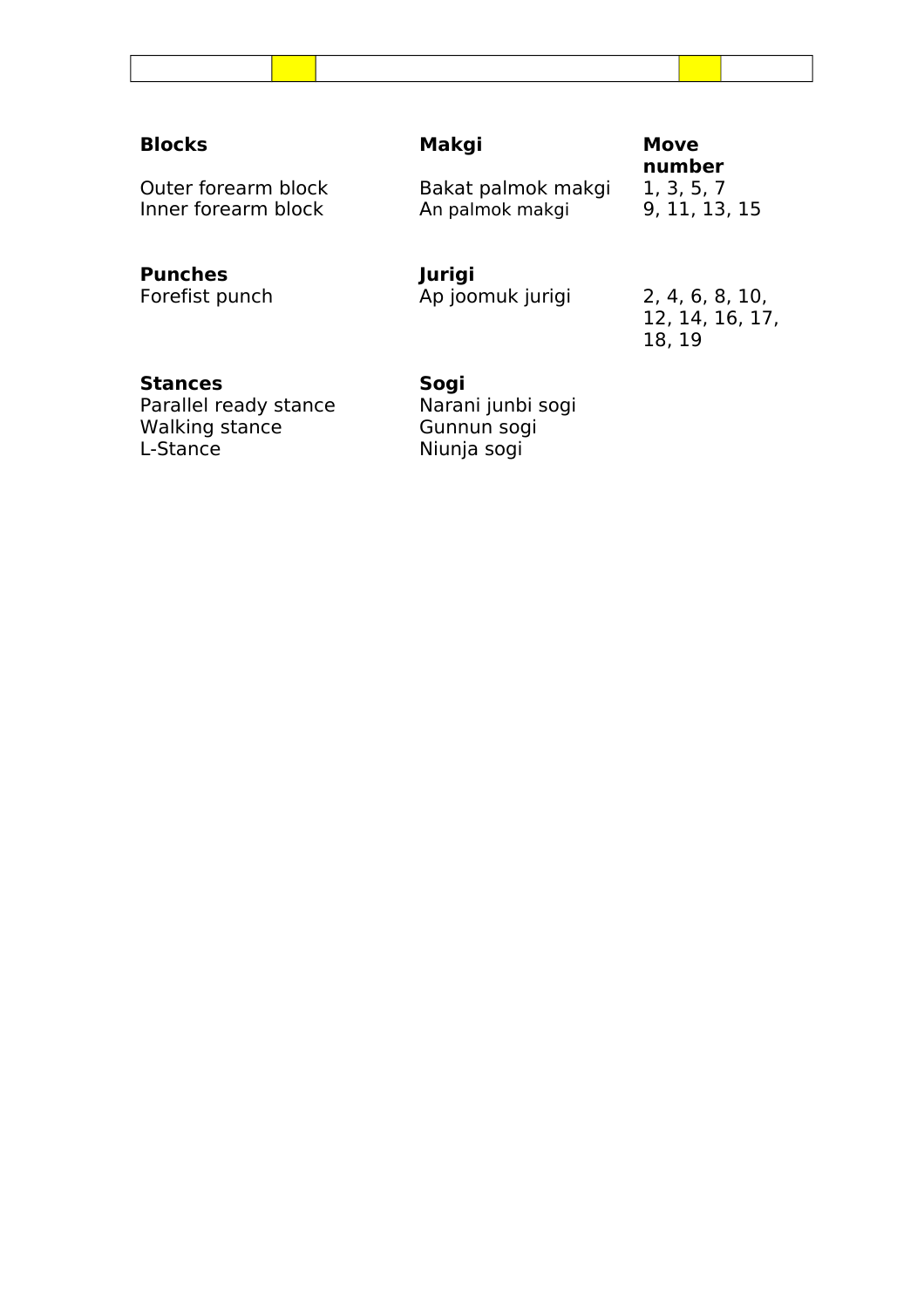| Blocks | Makgi | Move number |
|---|---|---|
| Outer forearm block | Bakat palmok makgi | 1, 3, 5, 7 |
| Inner forearm block | An palmok makgi | 9, 11, 13, 15 |
| **Punches** | **Jurigi** | |
| Forefist punch | Ap joomuk jurigi | 2, 4, 6, 8, 10, 12, 14, 16, 17, 18, 19 |
| **Stances** | **Sogi** | |
| Parallel ready stance | Narani junbi sogi | |
| Walking stance | Gunnun sogi | |
| L-Stance | Niunja sogi | |